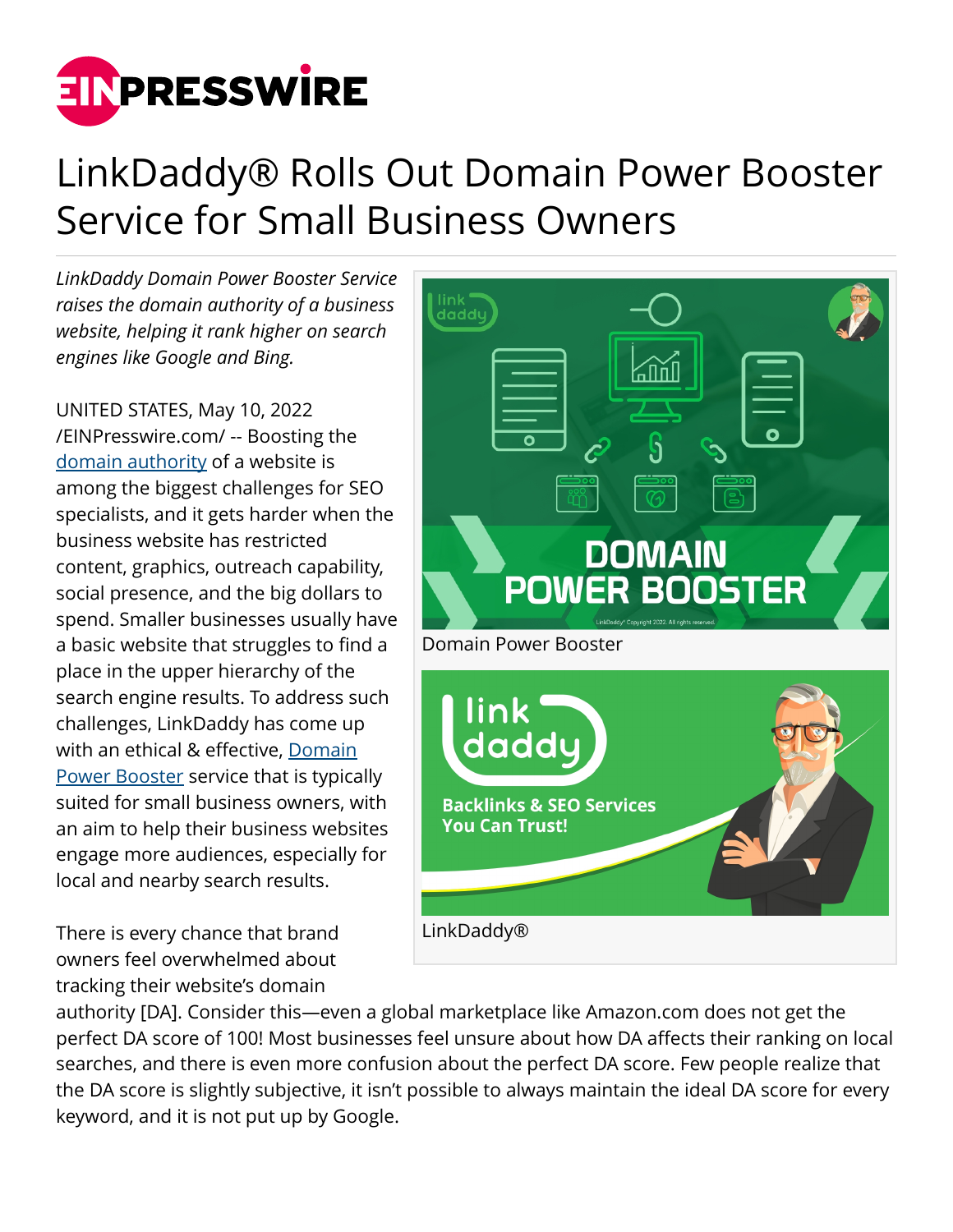# LinkDaddy® Rolls Out Domain Power Booster Service for Small Business Owners

*LinkDaddy Domain Power Booster Service raises the domain authority of a business website, helping it rank higher on search engines like Google and Bing.*

Domain Power Booster

LinkDaddy®

UNITED STATES, May 10, 2022 /EINPresswire.com/ -- Boosting the domain authority of a website is among the biggest challenges for SEO specialists, and it gets harder when the business website has restricted content, graphics, outreach capability, social presence, and the big dollars to spend. Smaller businesses usually have a basic website that struggles to find a place in the upper hierarchy of the search engine results. To address such challenges, LinkDaddy has come up with an ethical & effective, Domain Power Booster service that is typically suited for small business owners, with an aim to help their business websites engage more audiences, especially for local and nearby search results.

There is every chance that brand owners feel overwhelmed about tracking their website's domain authority [DA]. Consider this—even a global marketplace like Amazon.com does not get the perfect DA score of 100! Most businesses feel unsure about how DA affects their ranking on local searches, and there is even more confusion about the perfect DA score. Few people realize that the DA score is slightly subjective, it isn't possible to always maintain the ideal DA score for every keyword, and it is not put up by Google.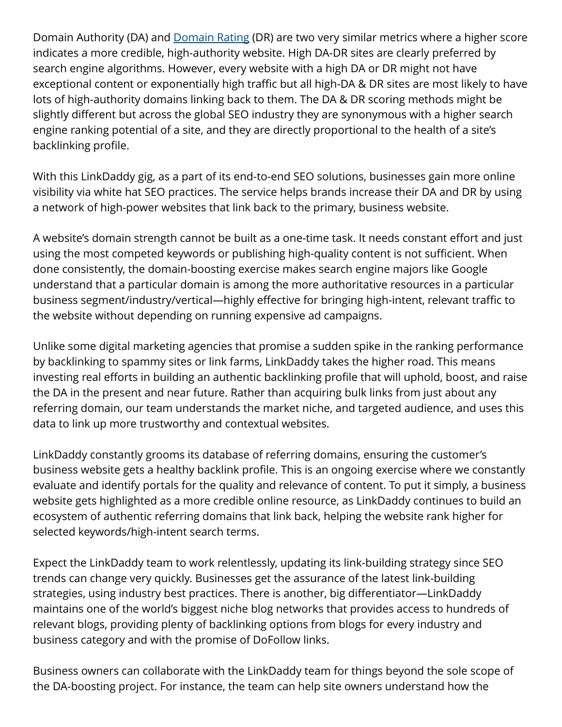Domain Authority (DA) and [Domain Rating](#) (DR) are two very similar metrics where a higher score indicates a more credible, high-authority website. High DA-DR sites are clearly preferred by search engine algorithms. However, every website with a high DA or DR might not have exceptional content or exponentially high traffic but all high-DA & DR sites are most likely to have lots of high-authority domains linking back to them. The DA & DR scoring methods might be slightly different but across the global SEO industry they are synonymous with a higher search engine ranking potential of a site, and they are directly proportional to the health of a site's backlinking profile.

With this LinkDaddy gig, as a part of its end-to-end SEO solutions, businesses gain more online visibility via white hat SEO practices. The service helps brands increase their DA and DR by using a network of high-power websites that link back to the primary, business website.

A website's domain strength cannot be built as a one-time task. It needs constant effort and just using the most competed keywords or publishing high-quality content is not sufficient. When done consistently, the domain-boosting exercise makes search engine majors like Google understand that a particular domain is among the more authoritative resources in a particular business segment/industry/vertical—highly effective for bringing high-intent, relevant traffic to the website without depending on running expensive ad campaigns.

Unlike some digital marketing agencies that promise a sudden spike in the ranking performance by backlinking to spammy sites or link farms, LinkDaddy takes the higher road. This means investing real efforts in building an authentic backlinking profile that will uphold, boost, and raise the DA in the present and near future. Rather than acquiring bulk links from just about any referring domain, our team understands the market niche, and targeted audience, and uses this data to link up more trustworthy and contextual websites.

LinkDaddy constantly grooms its database of referring domains, ensuring the customer's business website gets a healthy backlink profile. This is an ongoing exercise where we constantly evaluate and identify portals for the quality and relevance of content. To put it simply, a business website gets highlighted as a more credible online resource, as LinkDaddy continues to build an ecosystem of authentic referring domains that link back, helping the website rank higher for selected keywords/high-intent search terms.

Expect the LinkDaddy team to work relentlessly, updating its link-building strategy since SEO trends can change very quickly. Businesses get the assurance of the latest link-building strategies, using industry best practices. There is another, big differentiator—LinkDaddy maintains one of the world's biggest niche blog networks that provides access to hundreds of relevant blogs, providing plenty of backlinking options from blogs for every industry and business category and with the promise of DoFollow links.

Business owners can collaborate with the LinkDaddy team for things beyond the sole scope of the DA-boosting project. For instance, the team can help site owners understand how the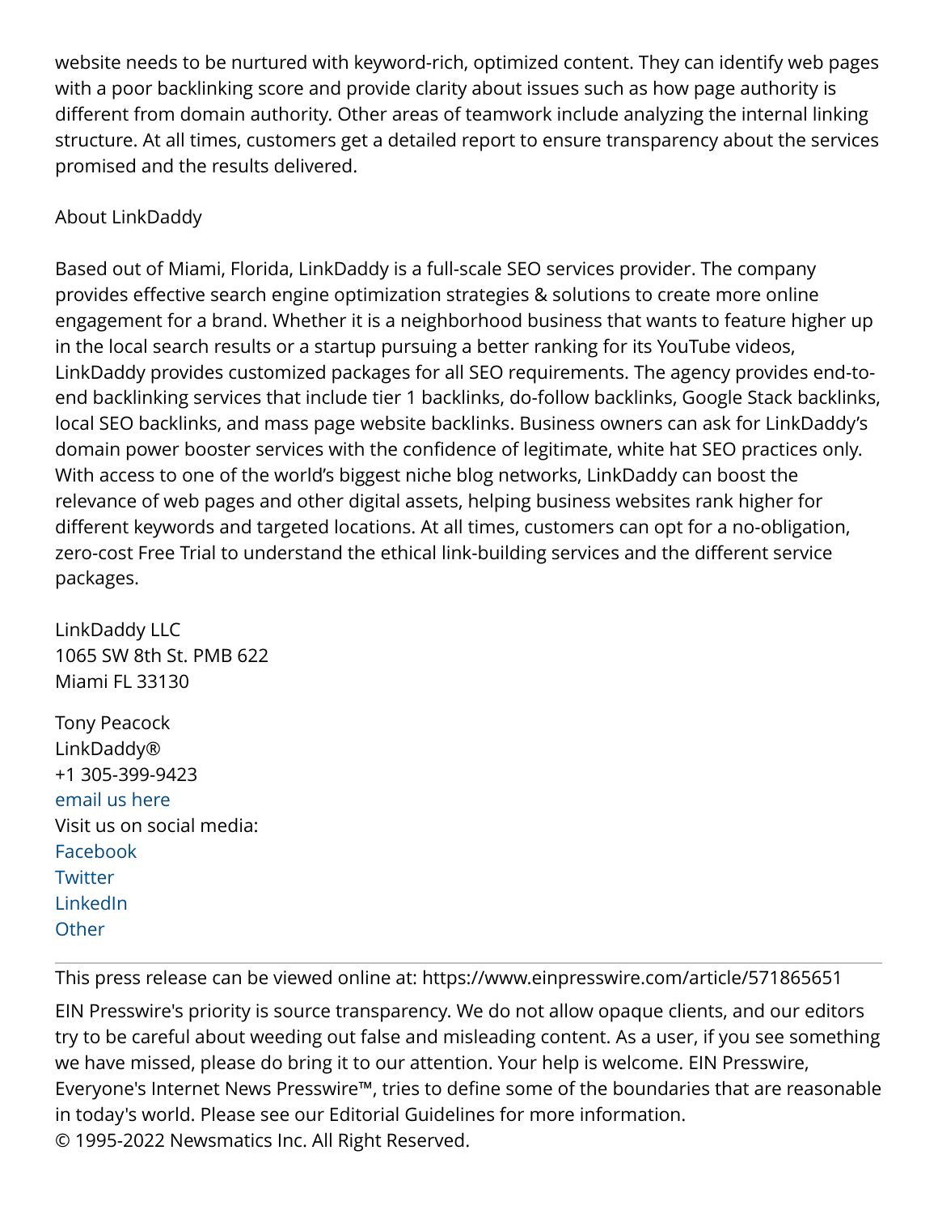website needs to be nurtured with keyword-rich, optimized content. They can identify web pages with a poor backlinking score and provide clarity about issues such as how page authority is different from domain authority. Other areas of teamwork include analyzing the internal linking structure. At all times, customers get a detailed report to ensure transparency about the services promised and the results delivered.

About LinkDaddy

Based out of Miami, Florida, LinkDaddy is a full-scale SEO services provider. The company provides effective search engine optimization strategies & solutions to create more online engagement for a brand. Whether it is a neighborhood business that wants to feature higher up in the local search results or a startup pursuing a better ranking for its YouTube videos, LinkDaddy provides customized packages for all SEO requirements. The agency provides end-to-end backlinking services that include tier 1 backlinks, do-follow backlinks, Google Stack backlinks, local SEO backlinks, and mass page website backlinks. Business owners can ask for LinkDaddy's domain power booster services with the confidence of legitimate, white hat SEO practices only. With access to one of the world's biggest niche blog networks, LinkDaddy can boost the relevance of web pages and other digital assets, helping business websites rank higher for different keywords and targeted locations. At all times, customers can opt for a no-obligation, zero-cost Free Trial to understand the ethical link-building services and the different service packages.

LinkDaddy LLC
1065 SW 8th St. PMB 622
Miami FL 33130

Tony Peacock
LinkDaddy®
+1 305-399-9423
email us here
Visit us on social media:
Facebook
Twitter
LinkedIn
Other

---

This press release can be viewed online at: https://www.einpresswire.com/article/571865651

EIN Presswire's priority is source transparency. We do not allow opaque clients, and our editors try to be careful about weeding out false and misleading content. As a user, if you see something we have missed, please do bring it to our attention. Your help is welcome. EIN Presswire, Everyone's Internet News Presswire™, tries to define some of the boundaries that are reasonable in today's world. Please see our Editorial Guidelines for more information.
© 1995-2022 Newsmatics Inc. All Right Reserved.